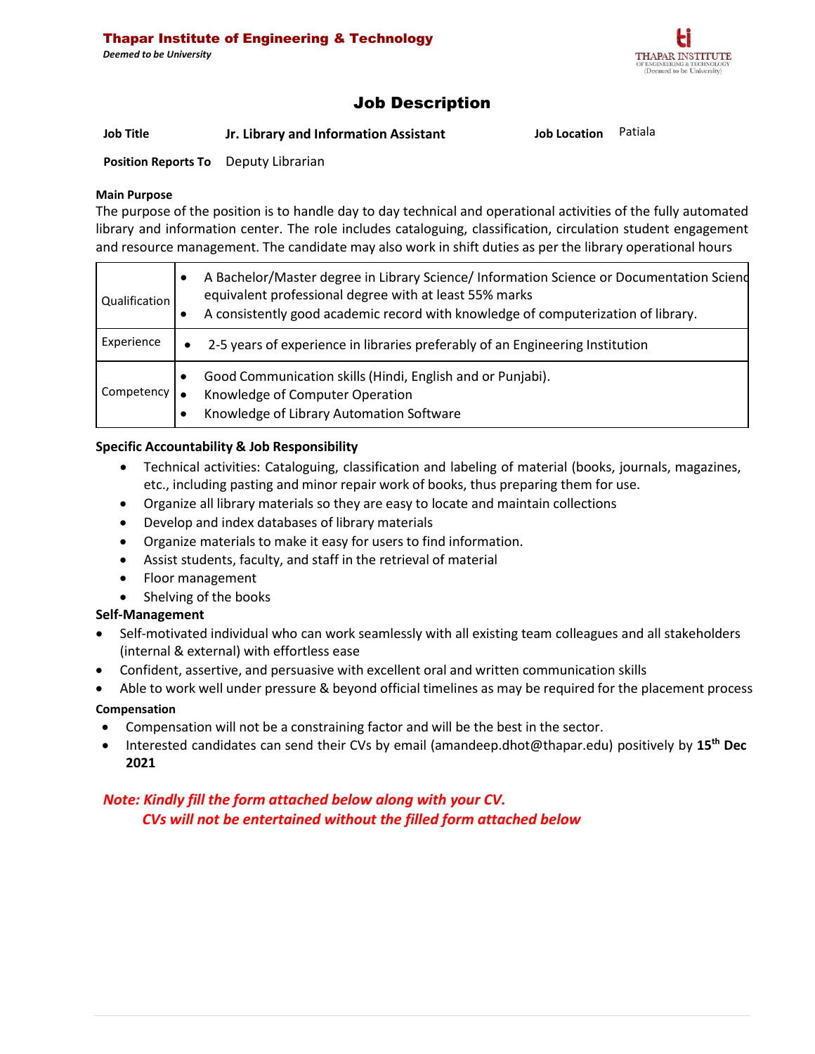**Thapar Institute of Engineering & Technology**
*Deemed to be University*

# Job Description

| | | | |
|---|---|---|---|
| **Job Title** | **Jr. Library and Information Assistant** | **Job Location** | Patiala |
| **Position Reports To** | Deputy Librarian | | |

**Main Purpose**

The purpose of the position is to handle day to day technical and operational activities of the fully automated library and information center. The role includes cataloguing, classification, circulation student engagement and resource management. The candidate may also work in shift duties as per the library operational hours

| | |
|---|---|
| Qualification | • A Bachelor/Master degree in Library Science/ Information Science or Documentation Scienc equivalent professional degree with at least 55% marks<br>• A consistently good academic record with knowledge of computerization of library. |
| Experience | • 2-5 years of experience in libraries preferably of an Engineering Institution |
| Competency | • Good Communication skills (Hindi, English and or Punjabi).<br>• Knowledge of Computer Operation<br>• Knowledge of Library Automation Software |

**Specific Accountability & Job Responsibility**

- Technical activities: Cataloguing, classification and labeling of material (books, journals, magazines, etc., including pasting and minor repair work of books, thus preparing them for use.
- Organize all library materials so they are easy to locate and maintain collections
- Develop and index databases of library materials
- Organize materials to make it easy for users to find information.
- Assist students, faculty, and staff in the retrieval of material
- Floor management
- Shelving of the books

**Self-Management**

- Self-motivated individual who can work seamlessly with all existing team colleagues and all stakeholders (internal & external) with effortless ease
- Confident, assertive, and persuasive with excellent oral and written communication skills
- Able to work well under pressure & beyond official timelines as may be required for the placement process

**Compensation**

- Compensation will not be a constraining factor and will be the best in the sector.
- Interested candidates can send their CVs by email (amandeep.dhot@thapar.edu) positively by **15th Dec 2021**

***Note: Kindly fill the form attached below along with your CV.***
***CVs will not be entertained without the filled form attached below***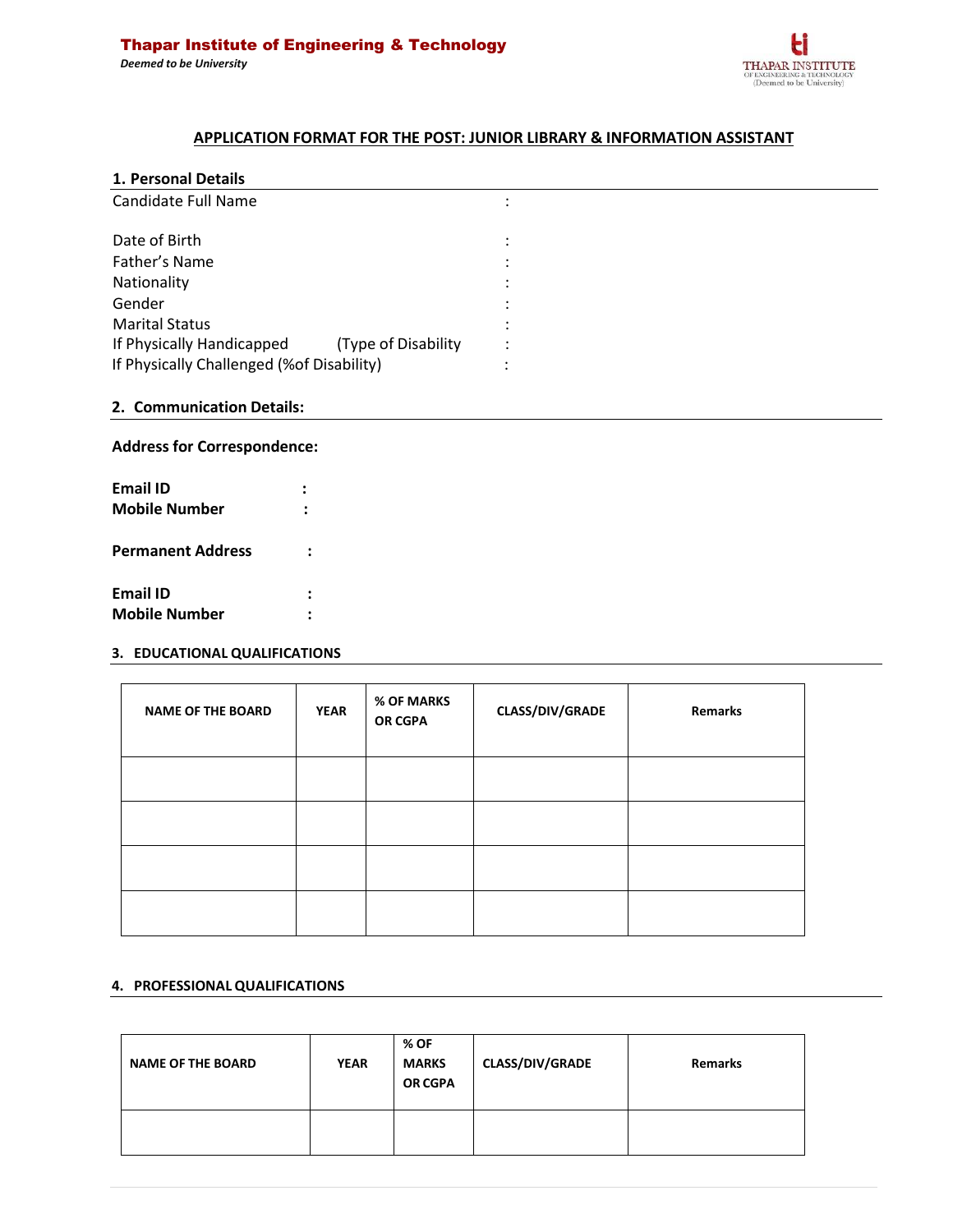Thapar Institute of Engineering & Technology

*Deemed to be University*

## APPLICATION FORMAT FOR THE POST: JUNIOR LIBRARY & INFORMATION ASSISTANT

### 1. Personal Details

Candidate Full Name :

Date of Birth :

Father's Name :

Nationality :

Gender :

Marital Status :

If Physically Handicapped (Type of Disability :

If Physically Challenged (%of Disability) :

### 2. Communication Details:

**Address for Correspondence:**

**Email ID :**

**Mobile Number :**

**Permanent Address :**

**Email ID :**

**Mobile Number :**

### 3. EDUCATIONAL QUALIFICATIONS

| NAME OF THE BOARD | YEAR | % OF MARKS OR CGPA | CLASS/DIV/GRADE | Remarks |
|---|---|---|---|---|
| | | | | |
| | | | | |
| | | | | |
| | | | | |

### 4. PROFESSIONAL QUALIFICATIONS

| NAME OF THE BOARD | YEAR | % OF MARKS OR CGPA | CLASS/DIV/GRADE | Remarks |
|---|---|---|---|---|
| | | | | |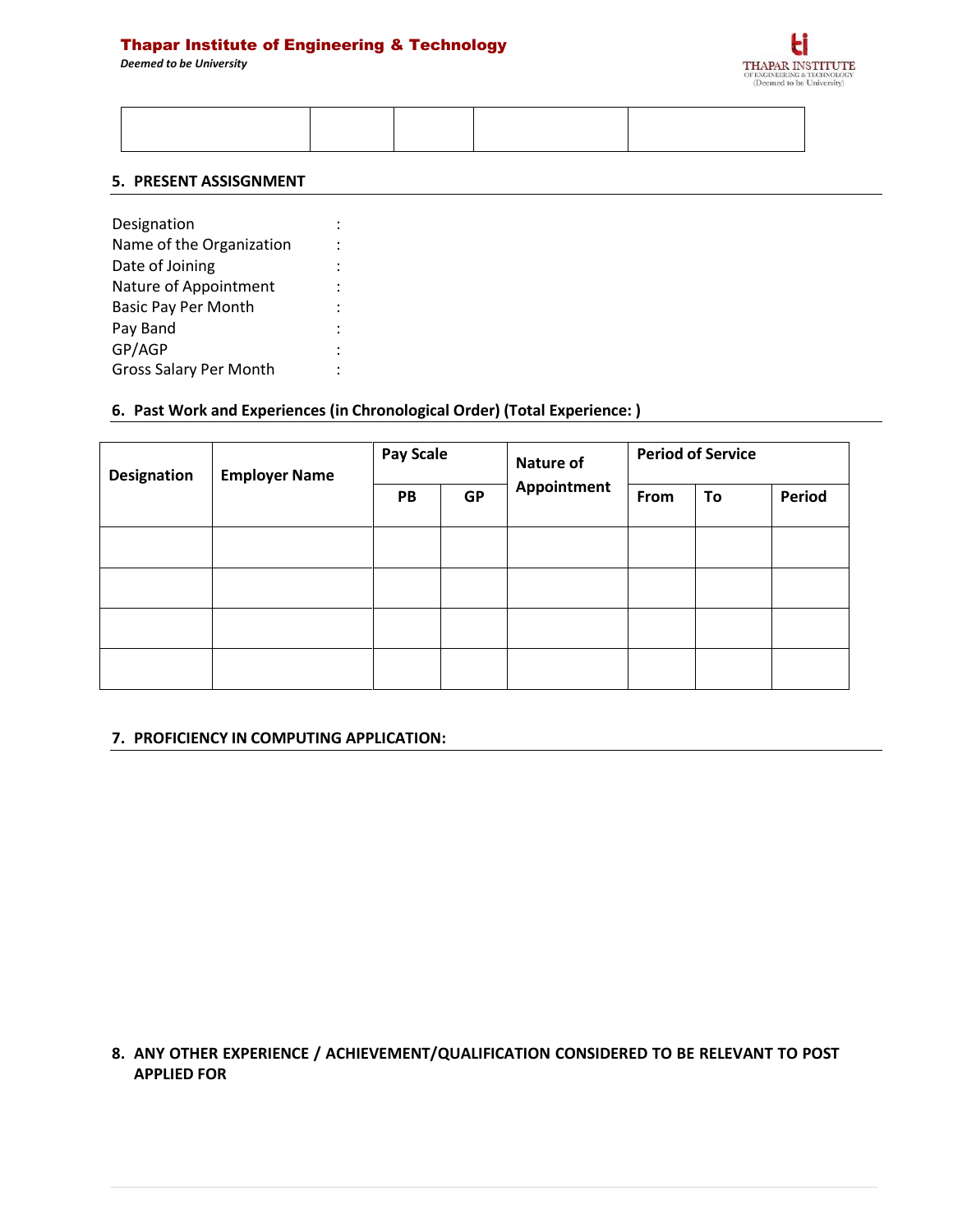|  |  |  |  |  |
|---|---|---|---|---|
|  |  |  |  |  |

## 5. PRESENT ASSISGNMENT

Designation :
Name of the Organization :
Date of Joining :
Nature of Appointment :
Basic Pay Per Month :
Pay Band :
GP/AGP :
Gross Salary Per Month :

## 6. Past Work and Experiences (in Chronological Order) (Total Experience: )

| Designation | Employer Name | Pay Scale | | Nature of Appointment | Period of Service | | |
|---|---|---|---|---|---|---|---|
| | | PB | GP | | From | To | Period |
| | | | | | | | |
| | | | | | | | |
| | | | | | | | |
| | | | | | | | |

## 7. PROFICIENCY IN COMPUTING APPLICATION:

## 8. ANY OTHER EXPERIENCE / ACHIEVEMENT/QUALIFICATION CONSIDERED TO BE RELEVANT TO POST APPLIED FOR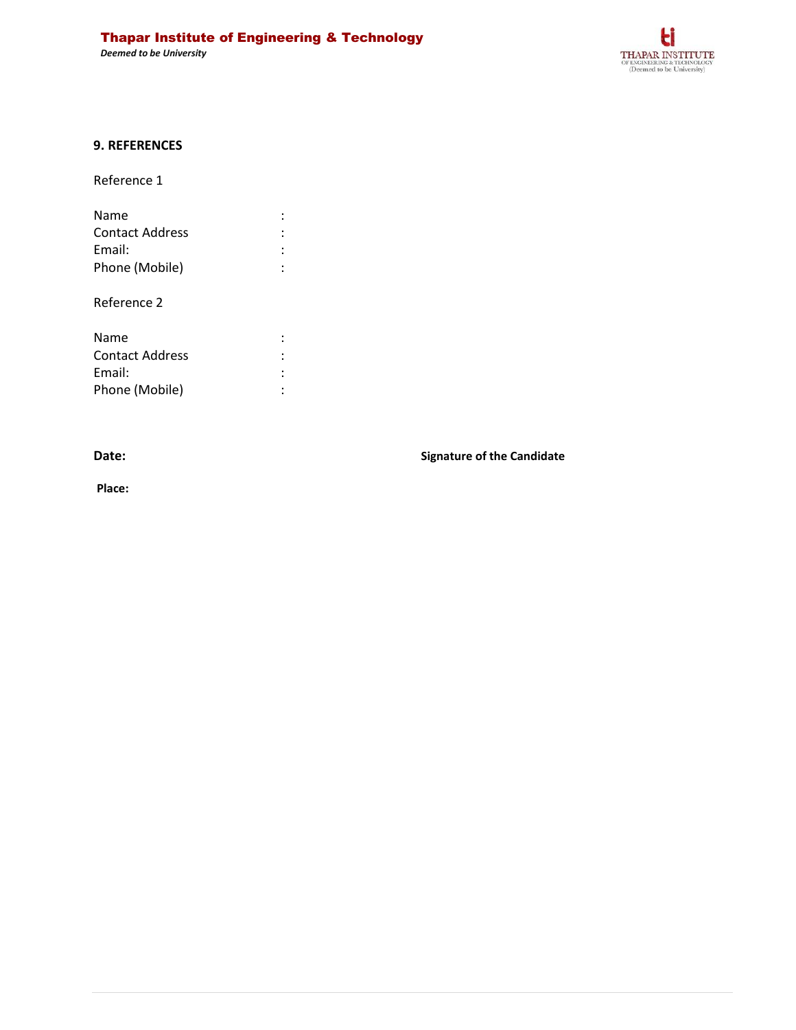## 9. REFERENCES

Reference 1

Name :
Contact Address :
Email: :
Phone (Mobile) :

Reference 2

Name :
Contact Address :
Email: :
Phone (Mobile) :

**Date:** **Signature of the Candidate**

**Place:**